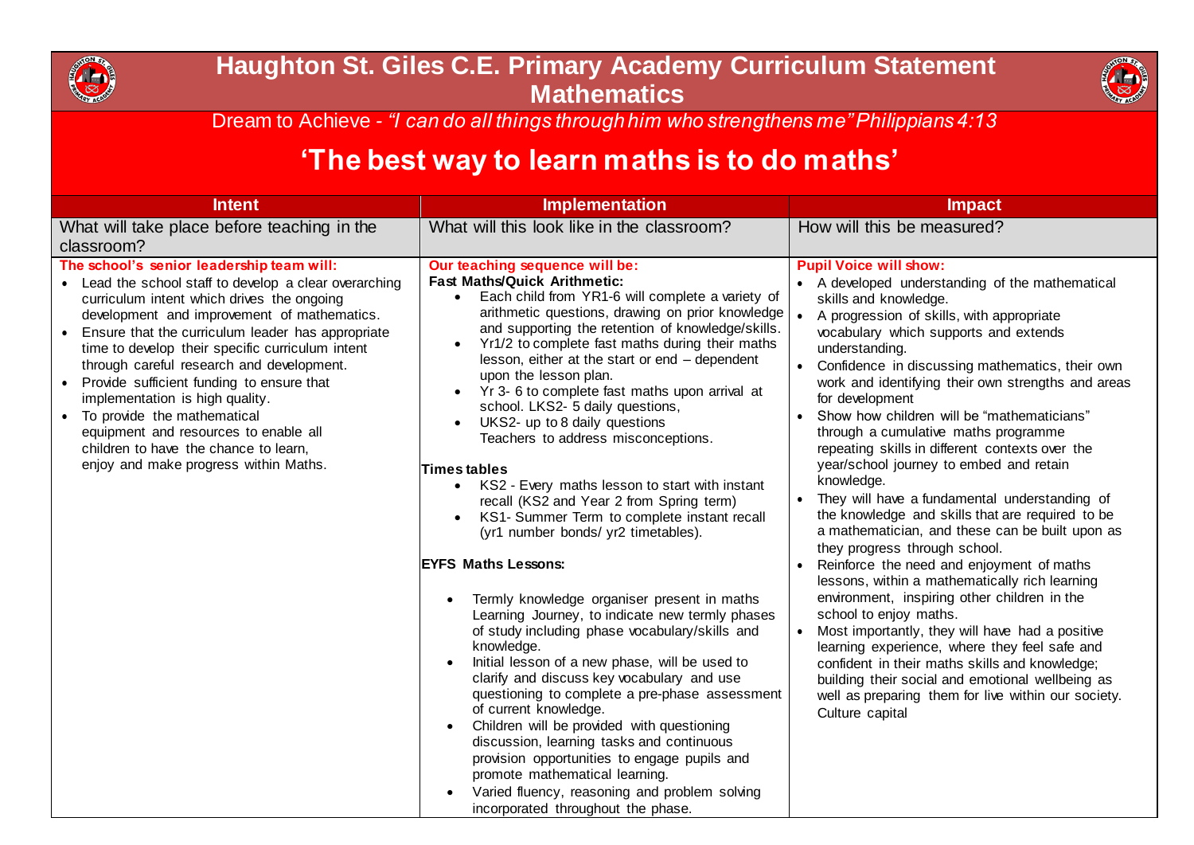# Haughton St. Giles C.E. Primary Academy Curriculum Statement Mathematics

Dream to Achieve - *"I can do all things through him who strengthens me" Philippians 4:13*

## 'The best way to learn maths is to do maths'

| Intent | Implementation | Impact |
|---|---|---|
| What will take place before teaching in the classroom? | What will this look like in the classroom? | How will this be measured? |
| **The school's senior leadership team will:**<br>• Lead the school staff to develop a clear overarching curriculum intent which drives the ongoing development and improvement of mathematics.<br>• Ensure that the curriculum leader has appropriate time to develop their specific curriculum intent through careful research and development.<br>• Provide sufficient funding to ensure that implementation is high quality.<br>• To provide the mathematical equipment and resources to enable all children to have the chance to learn, enjoy and make progress within Maths. | **Our teaching sequence will be:**<br>**Fast Maths/Quick Arithmetic:**<br>• Each child from YR1-6 will complete a variety of arithmetic questions, drawing on prior knowledge and supporting the retention of knowledge/skills.<br>• Yr1/2 to complete fast maths during their maths lesson, either at the start or end – dependent upon the lesson plan.<br>• Yr 3- 6 to complete fast maths upon arrival at school. LKS2- 5 daily questions,<br>• UKS2- up to 8 daily questions<br>Teachers to address misconceptions.<br><br>**Times tables**<br>• KS2 - Every maths lesson to start with instant recall (KS2 and Year 2 from Spring term)<br>• KS1- Summer Term to complete instant recall (yr1 number bonds/ yr2 timetables).<br><br>**EYFS Maths Lessons:**<br><br>• Termly knowledge organiser present in maths Learning Journey, to indicate new termly phases of study including phase vocabulary/skills and knowledge.<br>• Initial lesson of a new phase, will be used to clarify and discuss key vocabulary and use questioning to complete a pre-phase assessment of current knowledge.<br>• Children will be provided with questioning discussion, learning tasks and continuous provision opportunities to engage pupils and promote mathematical learning.<br>• Varied fluency, reasoning and problem solving incorporated throughout the phase. | **Pupil Voice will show:**<br>• A developed understanding of the mathematical skills and knowledge.<br>• A progression of skills, with appropriate vocabulary which supports and extends understanding.<br>• Confidence in discussing mathematics, their own work and identifying their own strengths and areas for development<br>• Show how children will be "mathematicians" through a cumulative maths programme repeating skills in different contexts over the year/school journey to embed and retain knowledge.<br>• They will have a fundamental understanding of the knowledge and skills that are required to be a mathematician, and these can be built upon as they progress through school.<br>• Reinforce the need and enjoyment of maths lessons, within a mathematically rich learning environment, inspiring other children in the school to enjoy maths.<br>• Most importantly, they will have had a positive learning experience, where they feel safe and confident in their maths skills and knowledge; building their social and emotional wellbeing as well as preparing them for live within our society. Culture capital |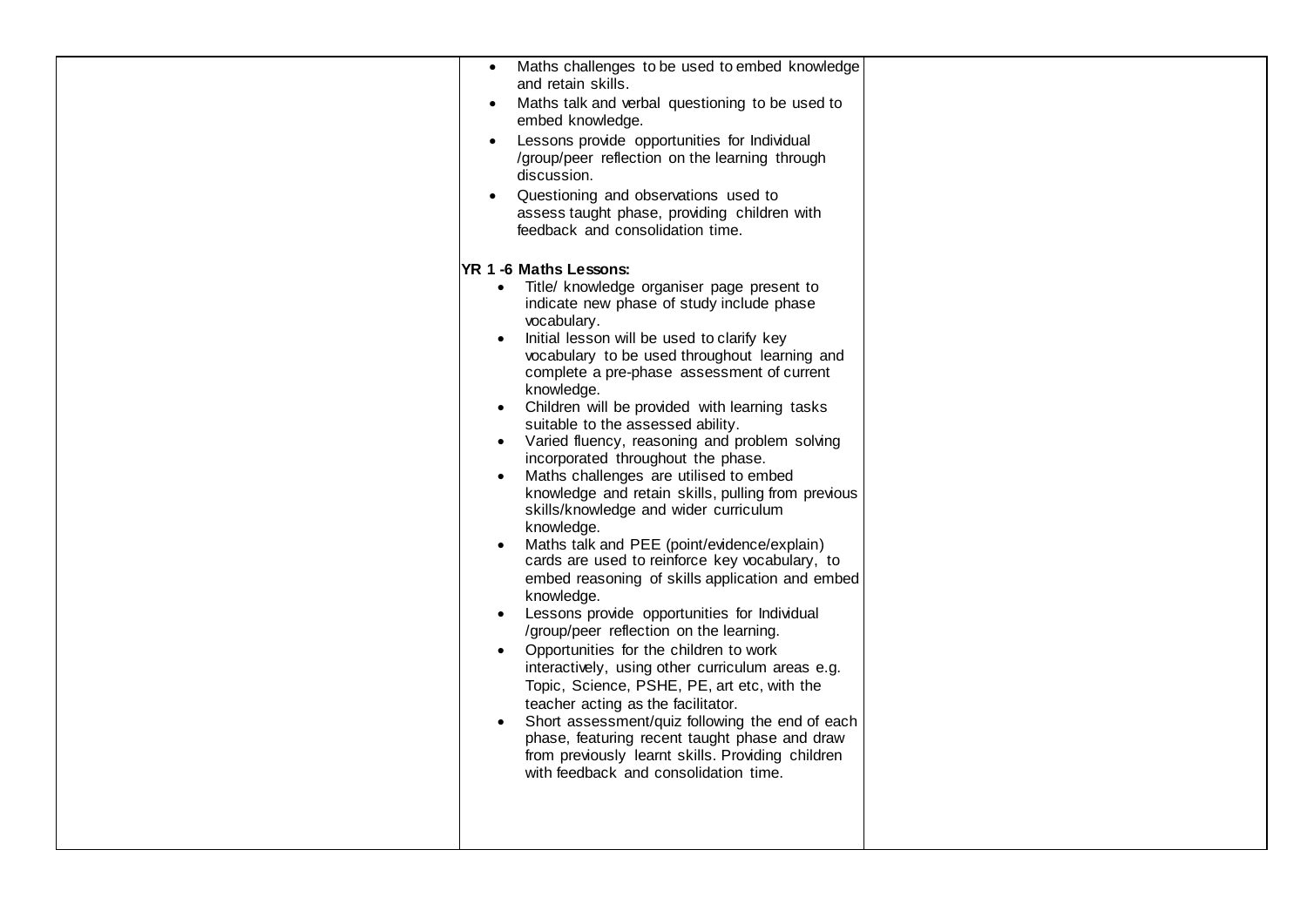|  | <ul><li>Maths challenges to be used to embed knowledge and retain skills.</li><li>Maths talk and verbal questioning to be used to embed knowledge.</li><li>Lessons provide opportunities for Individual /group/peer reflection on the learning through discussion.</li><li>Questioning and observations used to assess taught phase, providing children with feedback and consolidation time.</li></ul><br>**YR 1 -6 Maths Lessons:**<ul><li>Title/ knowledge organiser page present to indicate new phase of study include phase vocabulary.</li><li>Initial lesson will be used to clarify key vocabulary to be used throughout learning and complete a pre-phase assessment of current knowledge.</li><li>Children will be provided with learning tasks suitable to the assessed ability.</li><li>Varied fluency, reasoning and problem solving incorporated throughout the phase.</li><li>Maths challenges are utilised to embed knowledge and retain skills, pulling from previous skills/knowledge and wider curriculum knowledge.</li><li>Maths talk and PEE (point/evidence/explain) cards are used to reinforce key vocabulary, to embed reasoning of skills application and embed knowledge.</li><li>Lessons provide opportunities for Individual /group/peer reflection on the learning.</li><li>Opportunities for the children to work interactively, using other curriculum areas e.g. Topic, Science, PSHE, PE, art etc, with the teacher acting as the facilitator.</li><li>Short assessment/quiz following the end of each phase, featuring recent taught phase and draw from previously learnt skills. Providing children with feedback and consolidation time.</li></ul> |  |
|---|---|---|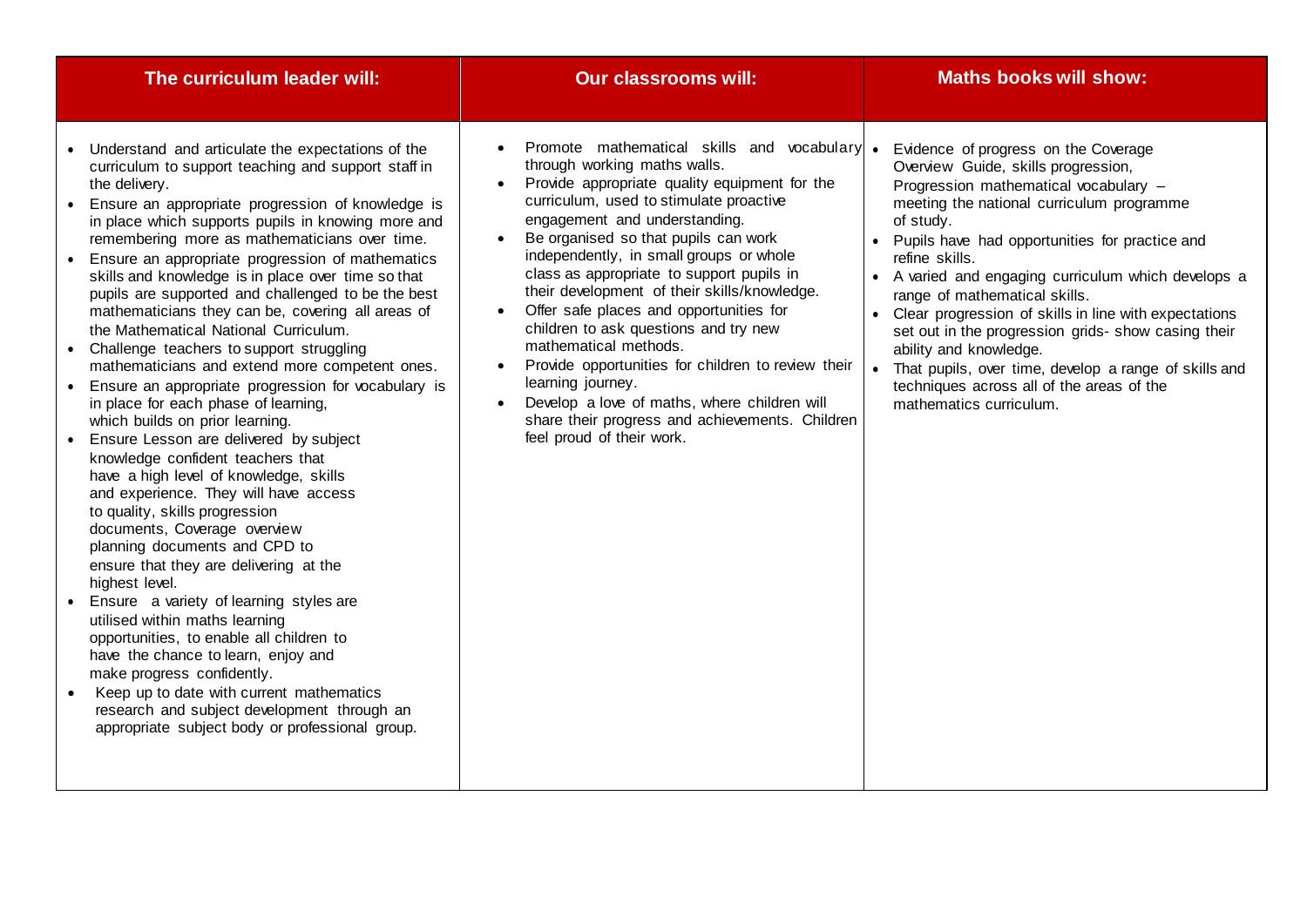| The curriculum leader will: | Our classrooms will: | Maths books will show: |
| --- | --- | --- |
| • Understand and articulate the expectations of the curriculum to support teaching and support staff in the delivery.<br>• Ensure an appropriate progression of knowledge is in place which supports pupils in knowing more and remembering more as mathematicians over time.<br>• Ensure an appropriate progression of mathematics skills and knowledge is in place over time so that pupils are supported and challenged to be the best mathematicians they can be, covering all areas of the Mathematical National Curriculum.<br>• Challenge teachers to support struggling mathematicians and extend more competent ones.<br>• Ensure an appropriate progression for vocabulary is in place for each phase of learning, which builds on prior learning.<br>• Ensure Lesson are delivered by subject knowledge confident teachers that have a high level of knowledge, skills and experience. They will have access to quality, skills progression documents, Coverage overview planning documents and CPD to ensure that they are delivering at the highest level.<br>• Ensure a variety of learning styles are utilised within maths learning opportunities, to enable all children to have the chance to learn, enjoy and make progress confidently.<br>• Keep up to date with current mathematics research and subject development through an appropriate subject body or professional group. | • Promote mathematical skills and vocabulary through working maths walls.<br>• Provide appropriate quality equipment for the curriculum, used to stimulate proactive engagement and understanding.<br>• Be organised so that pupils can work independently, in small groups or whole class as appropriate to support pupils in their development of their skills/knowledge.<br>• Offer safe places and opportunities for children to ask questions and try new mathematical methods.<br>• Provide opportunities for children to review their learning journey.<br>• Develop a love of maths, where children will share their progress and achievements. Children feel proud of their work. | • Evidence of progress on the Coverage Overview Guide, skills progression, Progression mathematical vocabulary – meeting the national curriculum programme of study.<br>• Pupils have had opportunities for practice and refine skills.<br>• A varied and engaging curriculum which develops a range of mathematical skills.<br>• Clear progression of skills in line with expectations set out in the progression grids- show casing their ability and knowledge.<br>• That pupils, over time, develop a range of skills and techniques across all of the areas of the mathematics curriculum. |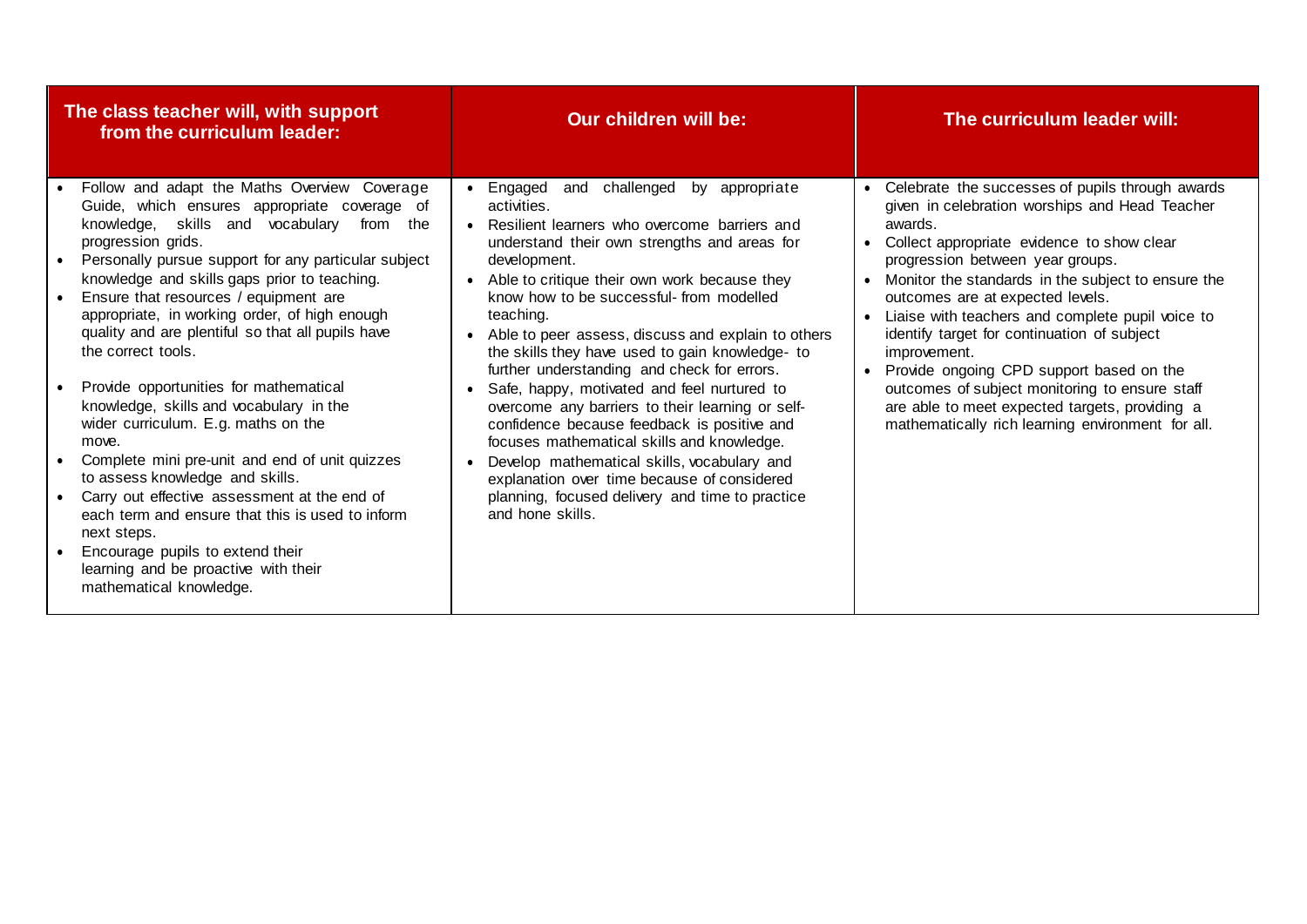| The class teacher will, with support from the curriculum leader: | Our children will be: | The curriculum leader will: |
| --- | --- | --- |
| • Follow and adapt the Maths Overview Coverage Guide, which ensures appropriate coverage of knowledge, skills and vocabulary from the progression grids.<br>• Personally pursue support for any particular subject knowledge and skills gaps prior to teaching.<br>• Ensure that resources / equipment are appropriate, in working order, of high enough quality and are plentiful so that all pupils have the correct tools.<br>• Provide opportunities for mathematical knowledge, skills and vocabulary in the wider curriculum. E.g. maths on the move.<br>• Complete mini pre-unit and end of unit quizzes to assess knowledge and skills.<br>• Carry out effective assessment at the end of each term and ensure that this is used to inform next steps.<br>• Encourage pupils to extend their learning and be proactive with their mathematical knowledge. | • Engaged and challenged by appropriate activities.<br>• Resilient learners who overcome barriers and understand their own strengths and areas for development.<br>• Able to critique their own work because they know how to be successful- from modelled teaching.<br>• Able to peer assess, discuss and explain to others the skills they have used to gain knowledge- to further understanding and check for errors.<br>• Safe, happy, motivated and feel nurtured to overcome any barriers to their learning or self-confidence because feedback is positive and focuses mathematical skills and knowledge.<br>• Develop mathematical skills, vocabulary and explanation over time because of considered planning, focused delivery and time to practice and hone skills. | • Celebrate the successes of pupils through awards given in celebration worships and Head Teacher awards.<br>• Collect appropriate evidence to show clear progression between year groups.<br>• Monitor the standards in the subject to ensure the outcomes are at expected levels.<br>• Liaise with teachers and complete pupil voice to identify target for continuation of subject improvement.<br>• Provide ongoing CPD support based on the outcomes of subject monitoring to ensure staff are able to meet expected targets, providing a mathematically rich learning environment for all. |